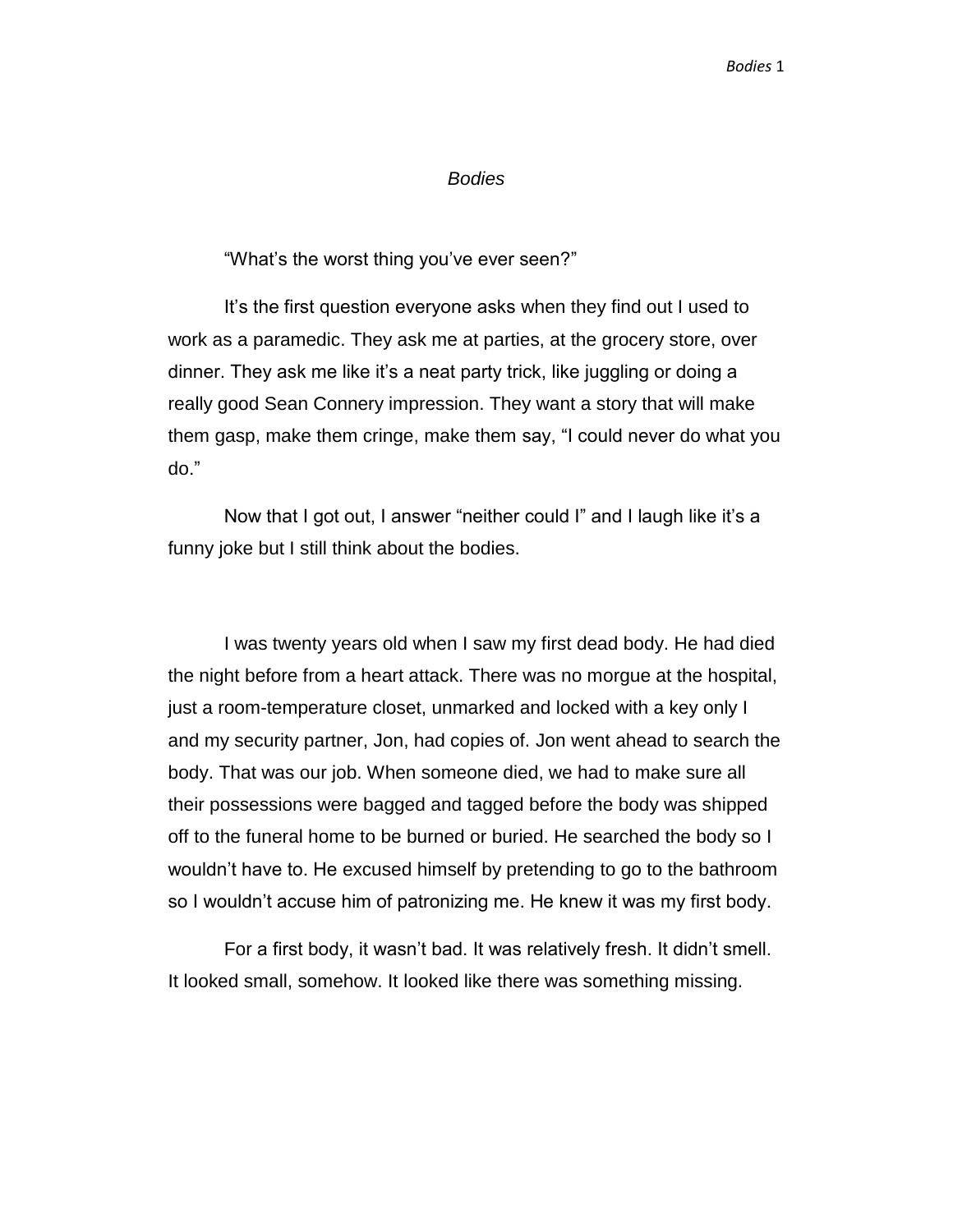# *Bodies*

"What's the worst thing you've ever seen?"

It's the first question everyone asks when they find out I used to work as a paramedic. They ask me at parties, at the grocery store, over dinner. They ask me like it's a neat party trick, like juggling or doing a really good Sean Connery impression. They want a story that will make them gasp, make them cringe, make them say, "I could never do what you do."

Now that I got out, I answer "neither could I" and I laugh like it's a funny joke but I still think about the bodies.

I was twenty years old when I saw my first dead body. He had died the night before from a heart attack. There was no morgue at the hospital, just a room-temperature closet, unmarked and locked with a key only I and my security partner, Jon, had copies of. Jon went ahead to search the body. That was our job. When someone died, we had to make sure all their possessions were bagged and tagged before the body was shipped off to the funeral home to be burned or buried. He searched the body so I wouldn't have to. He excused himself by pretending to go to the bathroom so I wouldn't accuse him of patronizing me. He knew it was my first body.

For a first body, it wasn't bad. It was relatively fresh. It didn't smell. It looked small, somehow. It looked like there was something missing.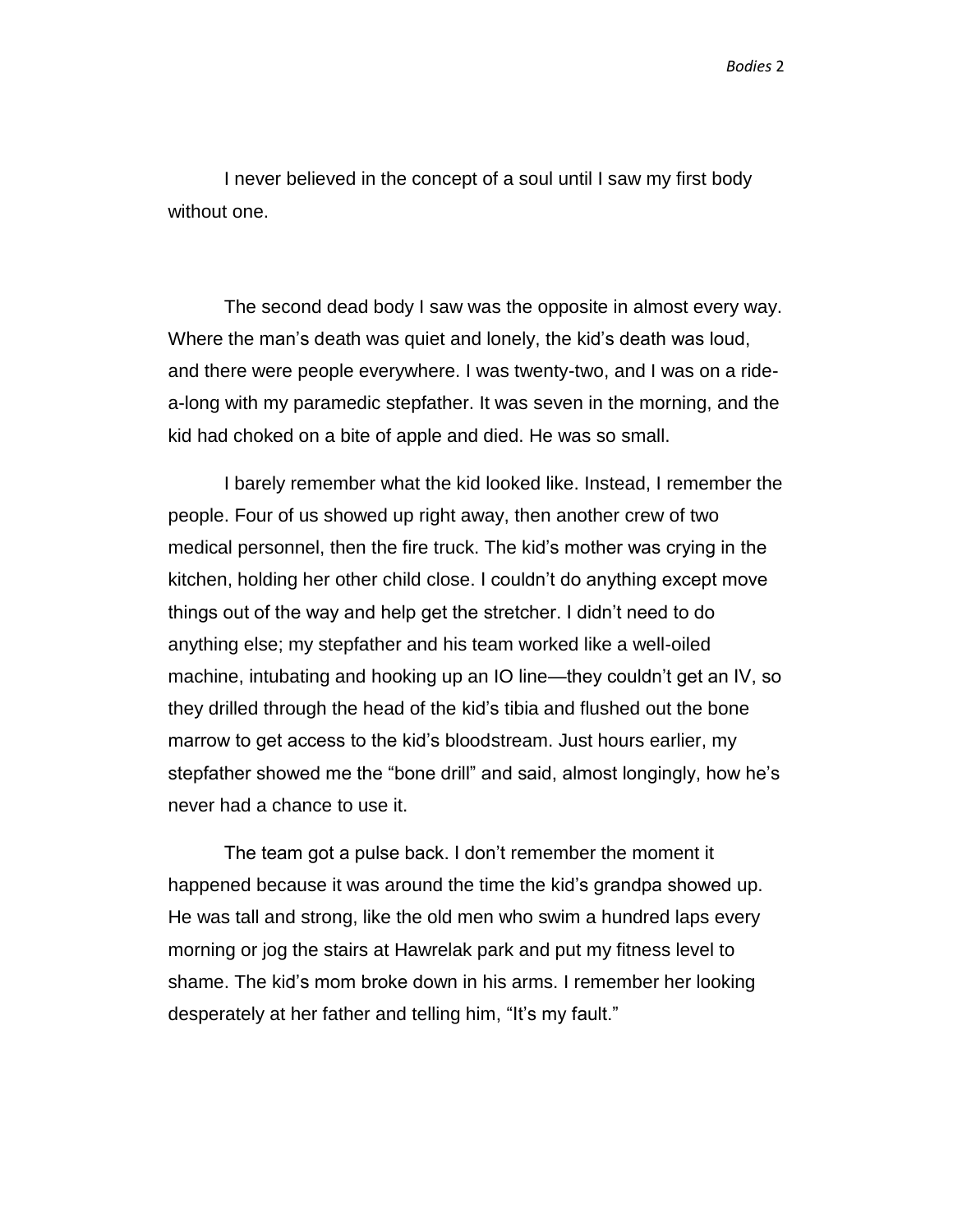I never believed in the concept of a soul until I saw my first body without one.

The second dead body I saw was the opposite in almost every way. Where the man's death was quiet and lonely, the kid's death was loud, and there were people everywhere. I was twenty-two, and I was on a ride-a-long with my paramedic stepfather. It was seven in the morning, and the kid had choked on a bite of apple and died. He was so small.

I barely remember what the kid looked like. Instead, I remember the people. Four of us showed up right away, then another crew of two medical personnel, then the fire truck. The kid's mother was crying in the kitchen, holding her other child close. I couldn't do anything except move things out of the way and help get the stretcher. I didn't need to do anything else; my stepfather and his team worked like a well-oiled machine, intubating and hooking up an IO line—they couldn't get an IV, so they drilled through the head of the kid's tibia and flushed out the bone marrow to get access to the kid's bloodstream. Just hours earlier, my stepfather showed me the "bone drill" and said, almost longingly, how he's never had a chance to use it.

The team got a pulse back. I don't remember the moment it happened because it was around the time the kid's grandpa showed up. He was tall and strong, like the old men who swim a hundred laps every morning or jog the stairs at Hawrelak park and put my fitness level to shame. The kid's mom broke down in his arms. I remember her looking desperately at her father and telling him, "It's my fault."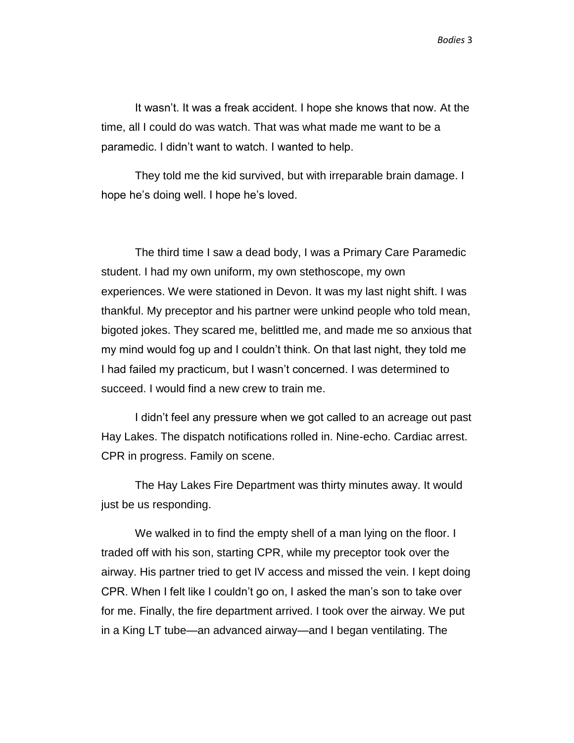It wasn't. It was a freak accident. I hope she knows that now. At the time, all I could do was watch. That was what made me want to be a paramedic. I didn't want to watch. I wanted to help.

They told me the kid survived, but with irreparable brain damage. I hope he's doing well. I hope he's loved.

The third time I saw a dead body, I was a Primary Care Paramedic student. I had my own uniform, my own stethoscope, my own experiences. We were stationed in Devon. It was my last night shift. I was thankful. My preceptor and his partner were unkind people who told mean, bigoted jokes. They scared me, belittled me, and made me so anxious that my mind would fog up and I couldn't think. On that last night, they told me I had failed my practicum, but I wasn't concerned. I was determined to succeed. I would find a new crew to train me.

I didn't feel any pressure when we got called to an acreage out past Hay Lakes. The dispatch notifications rolled in. Nine-echo. Cardiac arrest. CPR in progress. Family on scene.

The Hay Lakes Fire Department was thirty minutes away. It would just be us responding.

We walked in to find the empty shell of a man lying on the floor. I traded off with his son, starting CPR, while my preceptor took over the airway. His partner tried to get IV access and missed the vein. I kept doing CPR. When I felt like I couldn't go on, I asked the man's son to take over for me. Finally, the fire department arrived. I took over the airway. We put in a King LT tube—an advanced airway—and I began ventilating. The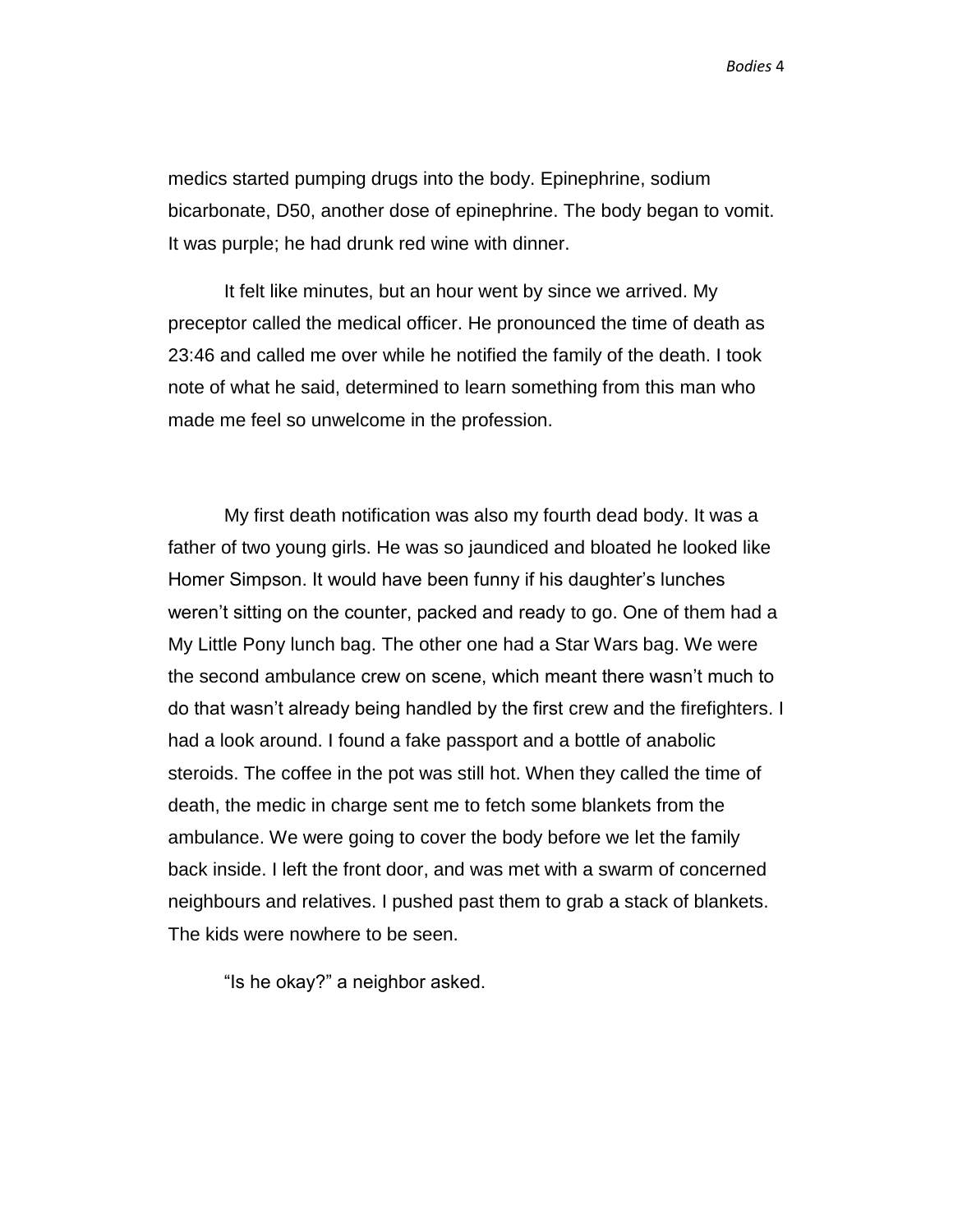medics started pumping drugs into the body. Epinephrine, sodium bicarbonate, D50, another dose of epinephrine. The body began to vomit. It was purple; he had drunk red wine with dinner.

It felt like minutes, but an hour went by since we arrived. My preceptor called the medical officer. He pronounced the time of death as 23:46 and called me over while he notified the family of the death. I took note of what he said, determined to learn something from this man who made me feel so unwelcome in the profession.

My first death notification was also my fourth dead body. It was a father of two young girls. He was so jaundiced and bloated he looked like Homer Simpson. It would have been funny if his daughter's lunches weren't sitting on the counter, packed and ready to go. One of them had a My Little Pony lunch bag. The other one had a Star Wars bag. We were the second ambulance crew on scene, which meant there wasn't much to do that wasn't already being handled by the first crew and the firefighters. I had a look around. I found a fake passport and a bottle of anabolic steroids. The coffee in the pot was still hot. When they called the time of death, the medic in charge sent me to fetch some blankets from the ambulance. We were going to cover the body before we let the family back inside. I left the front door, and was met with a swarm of concerned neighbours and relatives. I pushed past them to grab a stack of blankets. The kids were nowhere to be seen.

"Is he okay?" a neighbor asked.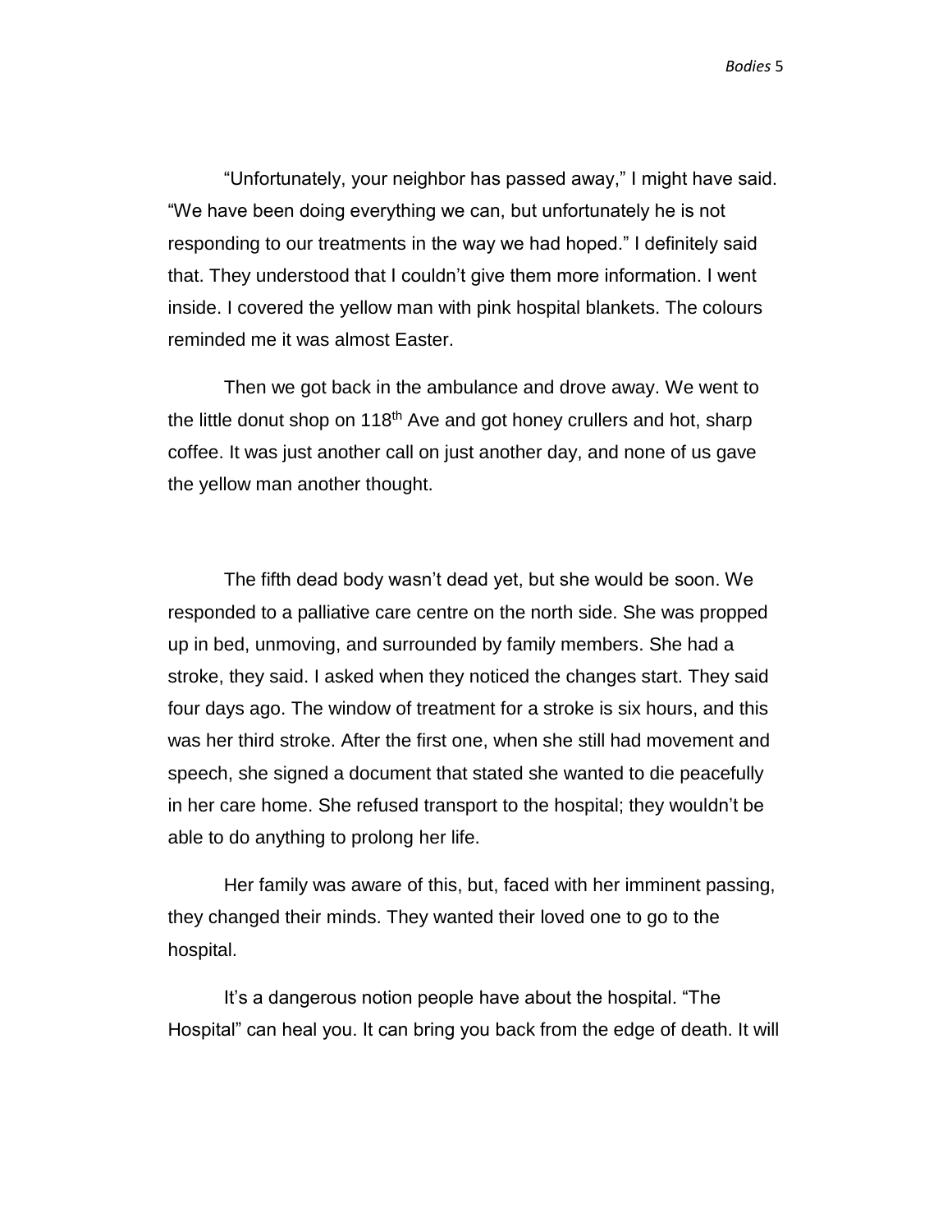"Unfortunately, your neighbor has passed away," I might have said. "We have been doing everything we can, but unfortunately he is not responding to our treatments in the way we had hoped." I definitely said that. They understood that I couldn't give them more information. I went inside. I covered the yellow man with pink hospital blankets. The colours reminded me it was almost Easter.

Then we got back in the ambulance and drove away. We went to the little donut shop on 118th Ave and got honey crullers and hot, sharp coffee. It was just another call on just another day, and none of us gave the yellow man another thought.

The fifth dead body wasn't dead yet, but she would be soon. We responded to a palliative care centre on the north side. She was propped up in bed, unmoving, and surrounded by family members. She had a stroke, they said. I asked when they noticed the changes start. They said four days ago. The window of treatment for a stroke is six hours, and this was her third stroke. After the first one, when she still had movement and speech, she signed a document that stated she wanted to die peacefully in her care home. She refused transport to the hospital; they wouldn't be able to do anything to prolong her life.

Her family was aware of this, but, faced with her imminent passing, they changed their minds. They wanted their loved one to go to the hospital.

It's a dangerous notion people have about the hospital. "The Hospital" can heal you. It can bring you back from the edge of death. It will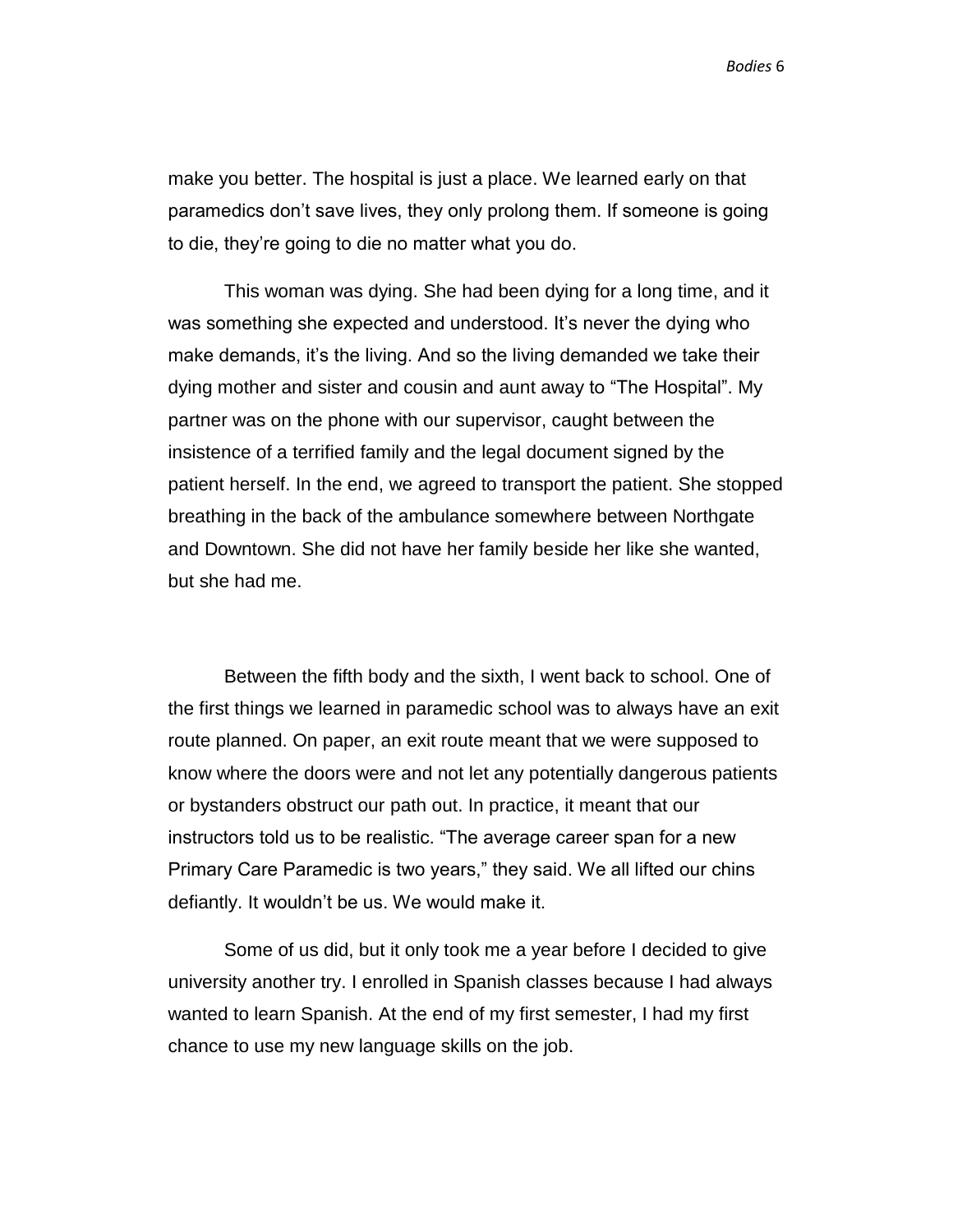make you better. The hospital is just a place. We learned early on that paramedics don't save lives, they only prolong them. If someone is going to die, they're going to die no matter what you do.

This woman was dying. She had been dying for a long time, and it was something she expected and understood. It's never the dying who make demands, it's the living. And so the living demanded we take their dying mother and sister and cousin and aunt away to "The Hospital". My partner was on the phone with our supervisor, caught between the insistence of a terrified family and the legal document signed by the patient herself. In the end, we agreed to transport the patient. She stopped breathing in the back of the ambulance somewhere between Northgate and Downtown. She did not have her family beside her like she wanted, but she had me.

Between the fifth body and the sixth, I went back to school. One of the first things we learned in paramedic school was to always have an exit route planned. On paper, an exit route meant that we were supposed to know where the doors were and not let any potentially dangerous patients or bystanders obstruct our path out. In practice, it meant that our instructors told us to be realistic. "The average career span for a new Primary Care Paramedic is two years," they said. We all lifted our chins defiantly. It wouldn't be us. We would make it.

Some of us did, but it only took me a year before I decided to give university another try. I enrolled in Spanish classes because I had always wanted to learn Spanish. At the end of my first semester, I had my first chance to use my new language skills on the job.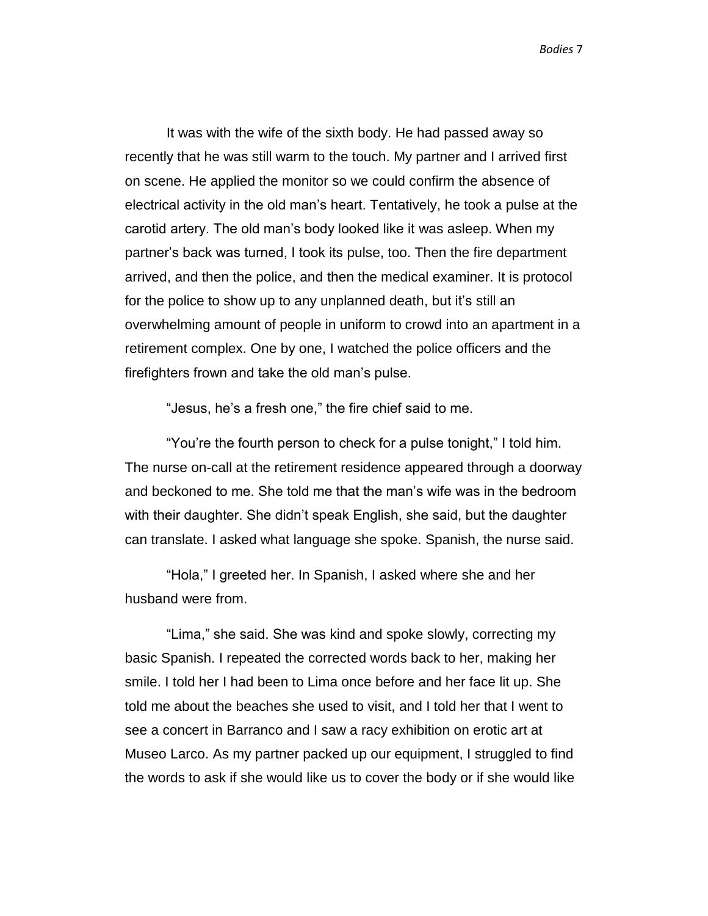It was with the wife of the sixth body. He had passed away so recently that he was still warm to the touch. My partner and I arrived first on scene. He applied the monitor so we could confirm the absence of electrical activity in the old man's heart. Tentatively, he took a pulse at the carotid artery. The old man's body looked like it was asleep. When my partner's back was turned, I took its pulse, too. Then the fire department arrived, and then the police, and then the medical examiner. It is protocol for the police to show up to any unplanned death, but it's still an overwhelming amount of people in uniform to crowd into an apartment in a retirement complex. One by one, I watched the police officers and the firefighters frown and take the old man's pulse.

"Jesus, he's a fresh one," the fire chief said to me.

"You're the fourth person to check for a pulse tonight," I told him. The nurse on-call at the retirement residence appeared through a doorway and beckoned to me. She told me that the man's wife was in the bedroom with their daughter. She didn't speak English, she said, but the daughter can translate. I asked what language she spoke. Spanish, the nurse said.

"Hola," I greeted her. In Spanish, I asked where she and her husband were from.

"Lima," she said. She was kind and spoke slowly, correcting my basic Spanish. I repeated the corrected words back to her, making her smile. I told her I had been to Lima once before and her face lit up. She told me about the beaches she used to visit, and I told her that I went to see a concert in Barranco and I saw a racy exhibition on erotic art at Museo Larco. As my partner packed up our equipment, I struggled to find the words to ask if she would like us to cover the body or if she would like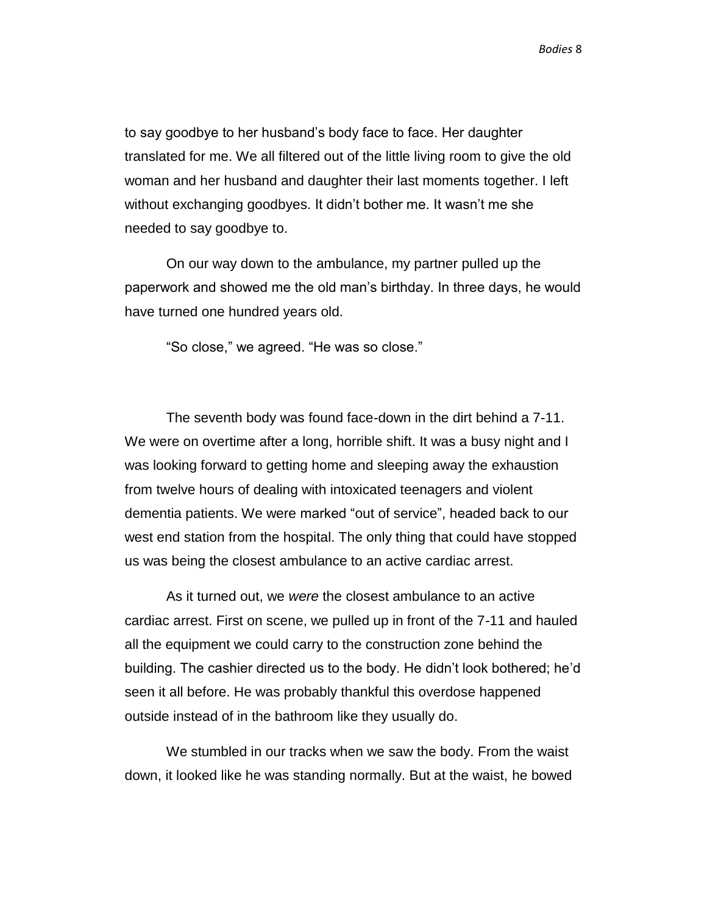to say goodbye to her husband's body face to face. Her daughter translated for me. We all filtered out of the little living room to give the old woman and her husband and daughter their last moments together. I left without exchanging goodbyes. It didn't bother me. It wasn't me she needed to say goodbye to.

On our way down to the ambulance, my partner pulled up the paperwork and showed me the old man's birthday. In three days, he would have turned one hundred years old.

"So close," we agreed. "He was so close."

The seventh body was found face-down in the dirt behind a 7-11. We were on overtime after a long, horrible shift. It was a busy night and I was looking forward to getting home and sleeping away the exhaustion from twelve hours of dealing with intoxicated teenagers and violent dementia patients. We were marked "out of service", headed back to our west end station from the hospital. The only thing that could have stopped us was being the closest ambulance to an active cardiac arrest.

As it turned out, we *were* the closest ambulance to an active cardiac arrest. First on scene, we pulled up in front of the 7-11 and hauled all the equipment we could carry to the construction zone behind the building. The cashier directed us to the body. He didn't look bothered; he'd seen it all before. He was probably thankful this overdose happened outside instead of in the bathroom like they usually do.

We stumbled in our tracks when we saw the body. From the waist down, it looked like he was standing normally. But at the waist, he bowed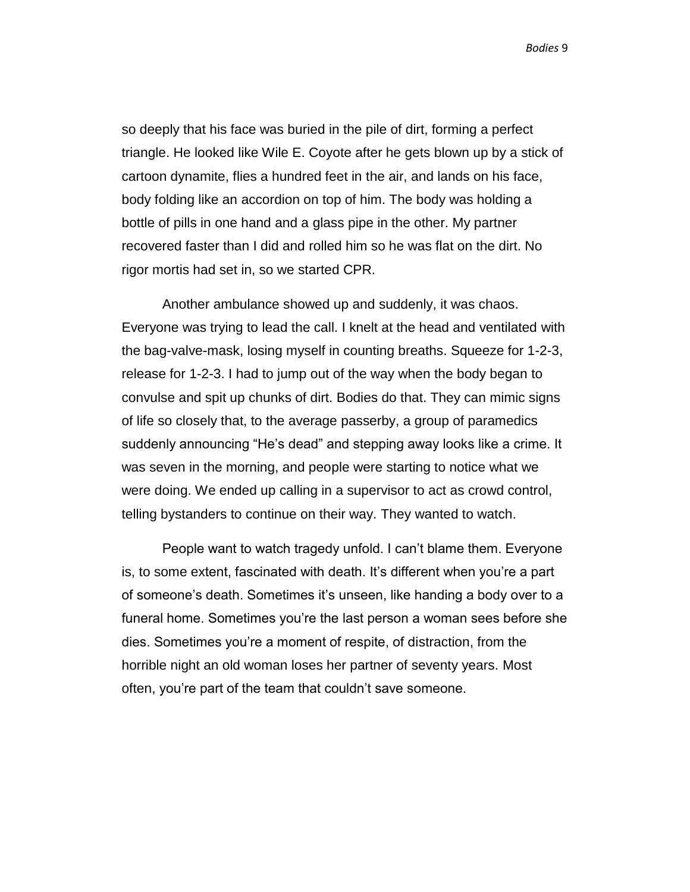so deeply that his face was buried in the pile of dirt, forming a perfect triangle. He looked like Wile E. Coyote after he gets blown up by a stick of cartoon dynamite, flies a hundred feet in the air, and lands on his face, body folding like an accordion on top of him. The body was holding a bottle of pills in one hand and a glass pipe in the other. My partner recovered faster than I did and rolled him so he was flat on the dirt. No rigor mortis had set in, so we started CPR.

Another ambulance showed up and suddenly, it was chaos. Everyone was trying to lead the call. I knelt at the head and ventilated with the bag-valve-mask, losing myself in counting breaths. Squeeze for 1-2-3, release for 1-2-3. I had to jump out of the way when the body began to convulse and spit up chunks of dirt. Bodies do that. They can mimic signs of life so closely that, to the average passerby, a group of paramedics suddenly announcing "He's dead" and stepping away looks like a crime. It was seven in the morning, and people were starting to notice what we were doing. We ended up calling in a supervisor to act as crowd control, telling bystanders to continue on their way. They wanted to watch.

People want to watch tragedy unfold. I can't blame them. Everyone is, to some extent, fascinated with death. It's different when you're a part of someone's death. Sometimes it's unseen, like handing a body over to a funeral home. Sometimes you're the last person a woman sees before she dies. Sometimes you're a moment of respite, of distraction, from the horrible night an old woman loses her partner of seventy years. Most often, you're part of the team that couldn't save someone.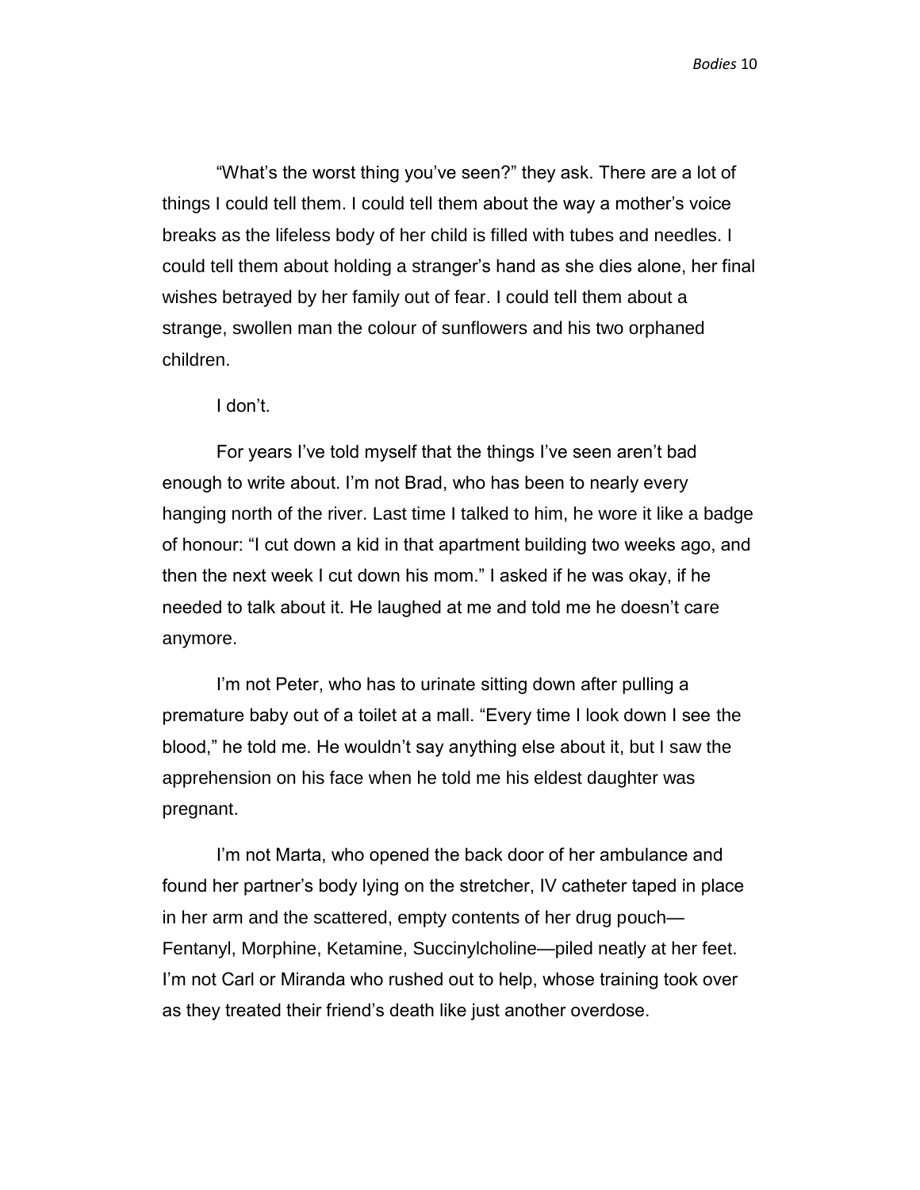"What's the worst thing you've seen?" they ask. There are a lot of things I could tell them. I could tell them about the way a mother's voice breaks as the lifeless body of her child is filled with tubes and needles. I could tell them about holding a stranger's hand as she dies alone, her final wishes betrayed by her family out of fear. I could tell them about a strange, swollen man the colour of sunflowers and his two orphaned children.

I don't.

For years I've told myself that the things I've seen aren't bad enough to write about. I'm not Brad, who has been to nearly every hanging north of the river. Last time I talked to him, he wore it like a badge of honour: "I cut down a kid in that apartment building two weeks ago, and then the next week I cut down his mom." I asked if he was okay, if he needed to talk about it. He laughed at me and told me he doesn't care anymore.

I'm not Peter, who has to urinate sitting down after pulling a premature baby out of a toilet at a mall. "Every time I look down I see the blood," he told me. He wouldn't say anything else about it, but I saw the apprehension on his face when he told me his eldest daughter was pregnant.

I'm not Marta, who opened the back door of her ambulance and found her partner's body lying on the stretcher, IV catheter taped in place in her arm and the scattered, empty contents of her drug pouch—Fentanyl, Morphine, Ketamine, Succinylcholine—piled neatly at her feet. I'm not Carl or Miranda who rushed out to help, whose training took over as they treated their friend's death like just another overdose.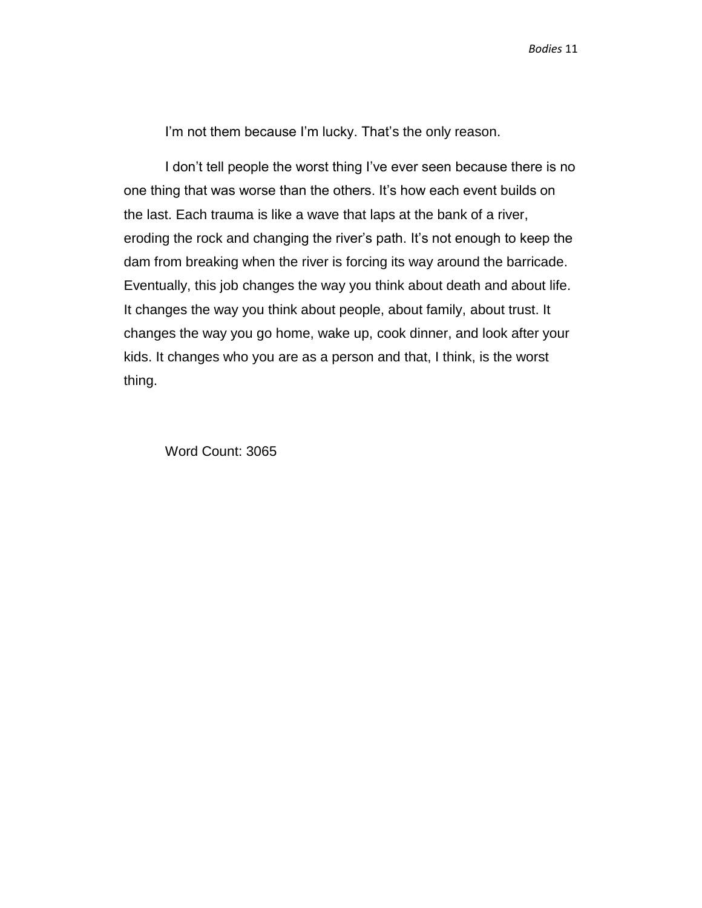I'm not them because I'm lucky. That's the only reason.

I don't tell people the worst thing I've ever seen because there is no one thing that was worse than the others. It's how each event builds on the last. Each trauma is like a wave that laps at the bank of a river, eroding the rock and changing the river's path. It's not enough to keep the dam from breaking when the river is forcing its way around the barricade. Eventually, this job changes the way you think about death and about life. It changes the way you think about people, about family, about trust. It changes the way you go home, wake up, cook dinner, and look after your kids. It changes who you are as a person and that, I think, is the worst thing.

Word Count: 3065